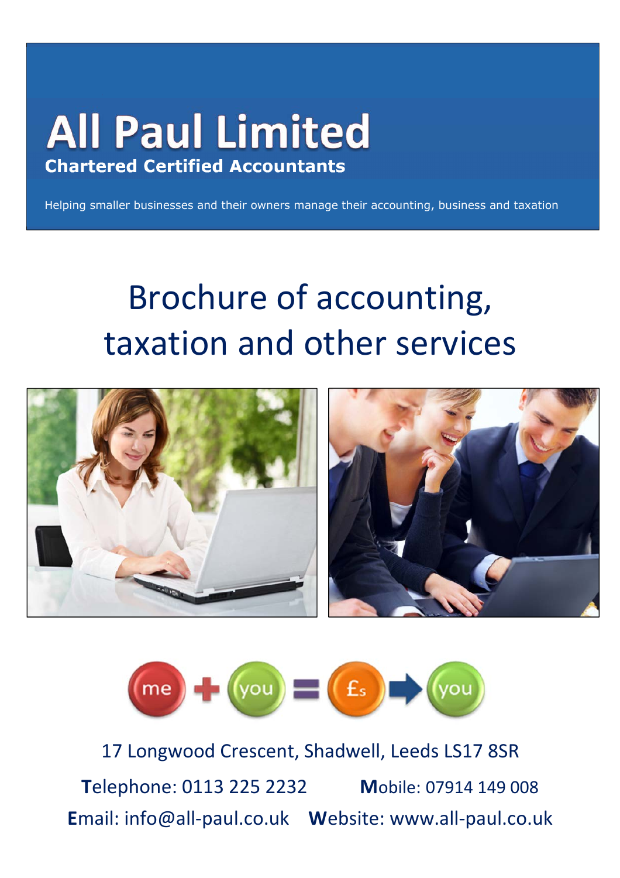# All Paul Limited

**Chartered Certified Accountants**

Helping smaller businesses and their owners manage their accounting, business and taxation

## Brochure of accounting, taxation and other services

17 Longwood Crescent, Shadwell, Leeds LS17 8SR

**T**elephone: 0113 225 2232 **M**obile: 07914 149 008

**E**mail: info@all-paul.co.uk **W**ebsite: www.all-paul.co.uk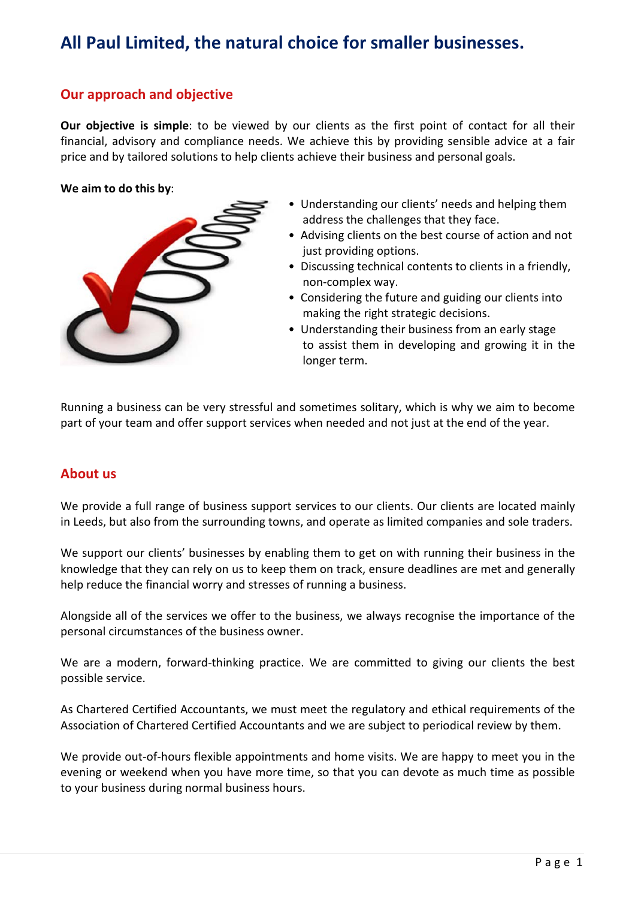# All Paul Limited, the natural choice for smaller businesses.

## Our approach and objective

**Our objective is simple**: to be viewed by our clients as the first point of contact for all their financial, advisory and compliance needs. We achieve this by providing sensible advice at a fair price and by tailored solutions to help clients achieve their business and personal goals.

**We aim to do this by**:

- Understanding our clients' needs and helping them address the challenges that they face.
- Advising clients on the best course of action and not just providing options.
- Discussing technical contents to clients in a friendly, non-complex way.
- Considering the future and guiding our clients into making the right strategic decisions.
- Understanding their business from an early stage to assist them in developing and growing it in the longer term.

Running a business can be very stressful and sometimes solitary, which is why we aim to become part of your team and offer support services when needed and not just at the end of the year.

## About us

We provide a full range of business support services to our clients. Our clients are located mainly in Leeds, but also from the surrounding towns, and operate as limited companies and sole traders.

We support our clients' businesses by enabling them to get on with running their business in the knowledge that they can rely on us to keep them on track, ensure deadlines are met and generally help reduce the financial worry and stresses of running a business.

Alongside all of the services we offer to the business, we always recognise the importance of the personal circumstances of the business owner.

We are a modern, forward-thinking practice. We are committed to giving our clients the best possible service.

As Chartered Certified Accountants, we must meet the regulatory and ethical requirements of the Association of Chartered Certified Accountants and we are subject to periodical review by them.

We provide out-of-hours flexible appointments and home visits. We are happy to meet you in the evening or weekend when you have more time, so that you can devote as much time as possible to your business during normal business hours.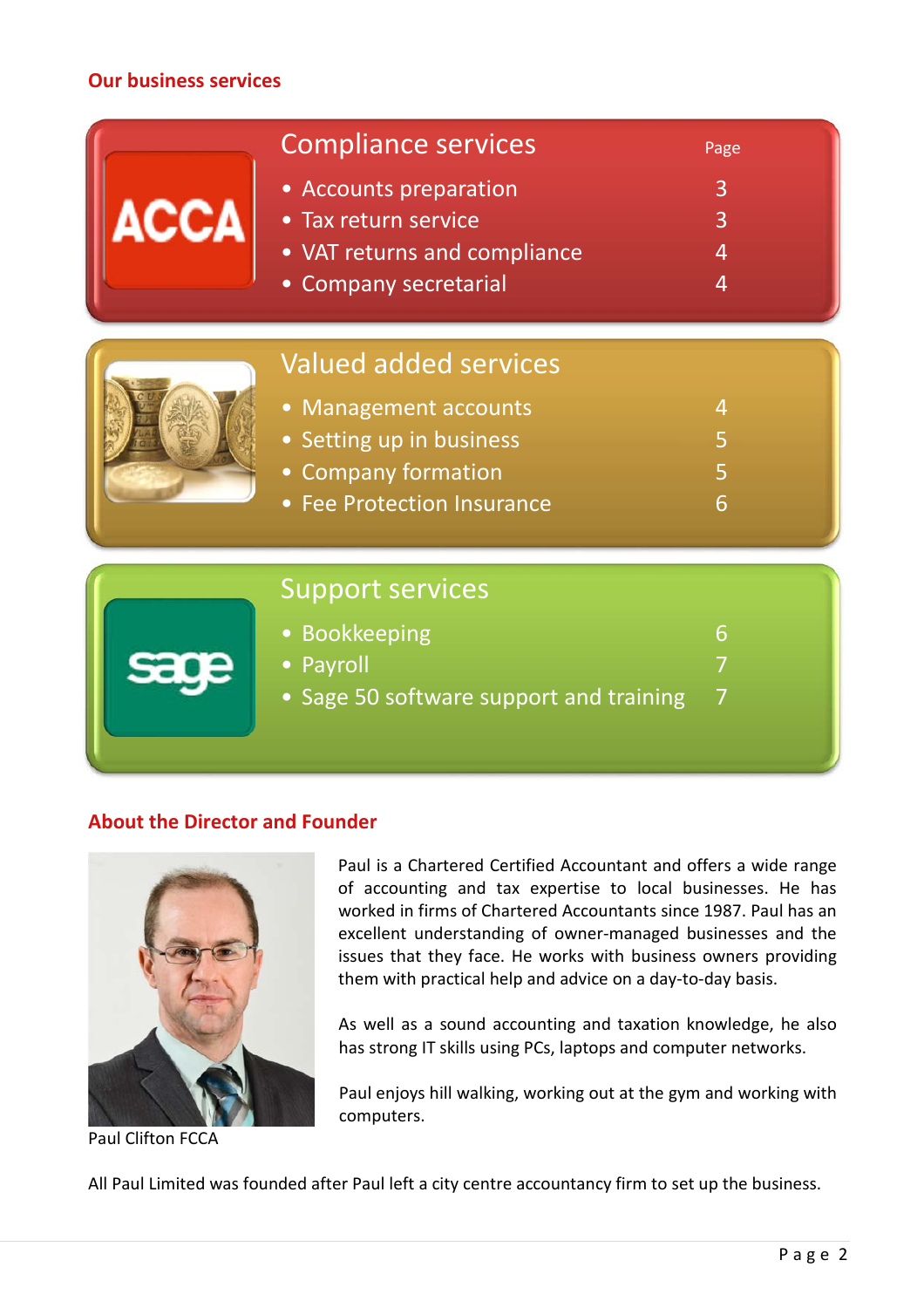## Our business services

### Compliance services

| | Page |
|---|---|
| • Accounts preparation | 3 |
| • Tax return service | 3 |
| • VAT returns and compliance | 4 |
| • Company secretarial | 4 |

### Valued added services

| | |
|---|---|
| • Management accounts | 4 |
| • Setting up in business | 5 |
| • Company formation | 5 |
| • Fee Protection Insurance | 6 |

### Support services

| | |
|---|---|
| • Bookkeeping | 6 |
| • Payroll | 7 |
| • Sage 50 software support and training | 7 |

## About the Director and Founder

Paul Clifton FCCA

Paul is a Chartered Certified Accountant and offers a wide range of accounting and tax expertise to local businesses. He has worked in firms of Chartered Accountants since 1987. Paul has an excellent understanding of owner-managed businesses and the issues that they face. He works with business owners providing them with practical help and advice on a day-to-day basis.

As well as a sound accounting and taxation knowledge, he also has strong IT skills using PCs, laptops and computer networks.

Paul enjoys hill walking, working out at the gym and working with computers.

All Paul Limited was founded after Paul left a city centre accountancy firm to set up the business.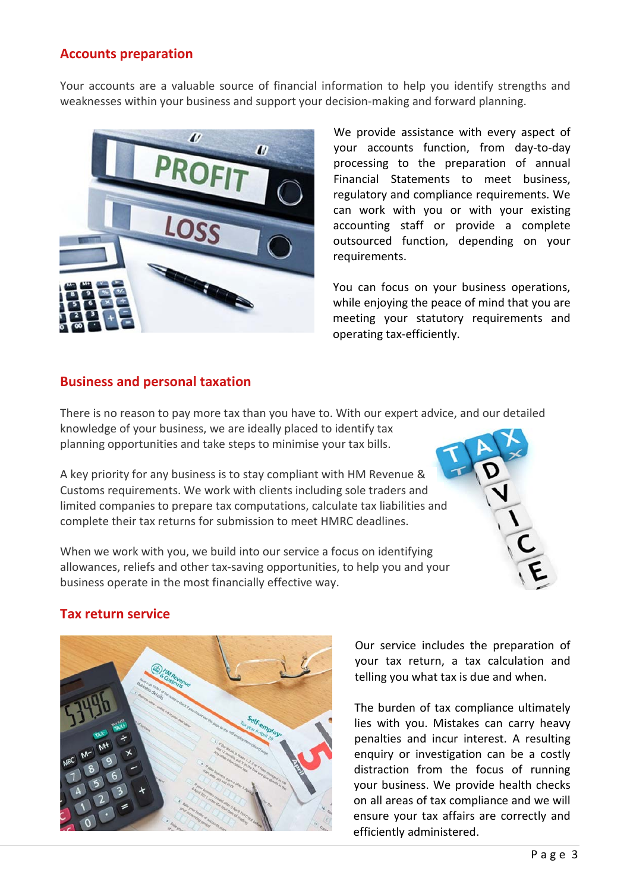## Accounts preparation

Your accounts are a valuable source of financial information to help you identify strengths and weaknesses within your business and support your decision-making and forward planning.

We provide assistance with every aspect of your accounts function, from day-to-day processing to the preparation of annual Financial Statements to meet business, regulatory and compliance requirements. We can work with you or with your existing accounting staff or provide a complete outsourced function, depending on your requirements.

You can focus on your business operations, while enjoying the peace of mind that you are meeting your statutory requirements and operating tax-efficiently.

## Business and personal taxation

There is no reason to pay more tax than you have to. With our expert advice, and our detailed knowledge of your business, we are ideally placed to identify tax planning opportunities and take steps to minimise your tax bills.

A key priority for any business is to stay compliant with HM Revenue & Customs requirements. We work with clients including sole traders and limited companies to prepare tax computations, calculate tax liabilities and complete their tax returns for submission to meet HMRC deadlines.

When we work with you, we build into our service a focus on identifying allowances, reliefs and other tax-saving opportunities, to help you and your business operate in the most financially effective way.

## Tax return service

Our service includes the preparation of your tax return, a tax calculation and telling you what tax is due and when.

The burden of tax compliance ultimately lies with you. Mistakes can carry heavy penalties and incur interest. A resulting enquiry or investigation can be a costly distraction from the focus of running your business. We provide health checks on all areas of tax compliance and we will ensure your tax affairs are correctly and efficiently administered.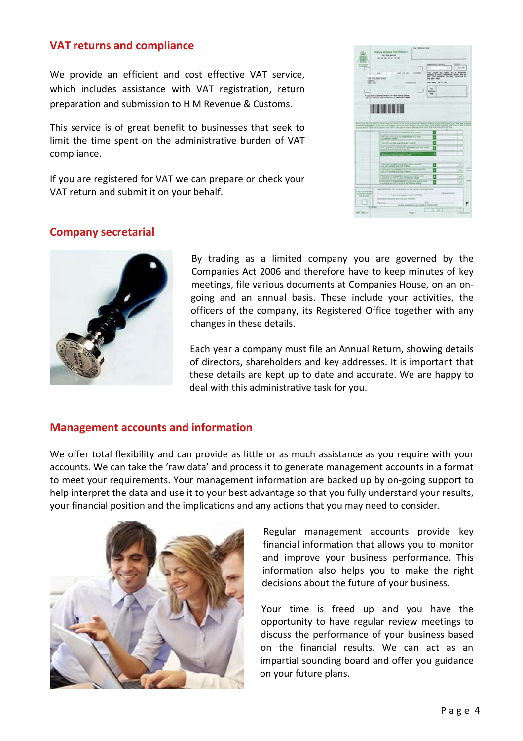## VAT returns and compliance

We provide an efficient and cost effective VAT service, which includes assistance with VAT registration, return preparation and submission to H M Revenue & Customs.

This service is of great benefit to businesses that seek to limit the time spent on the administrative burden of VAT compliance.

If you are registered for VAT we can prepare or check your VAT return and submit it on your behalf.

## Company secretarial

By trading as a limited company you are governed by the Companies Act 2006 and therefore have to keep minutes of key meetings, file various documents at Companies House, on an on-going and an annual basis. These include your activities, the officers of the company, its Registered Office together with any changes in these details.

Each year a company must file an Annual Return, showing details of directors, shareholders and key addresses. It is important that these details are kept up to date and accurate. We are happy to deal with this administrative task for you.

## Management accounts and information

We offer total flexibility and can provide as little or as much assistance as you require with your accounts. We can take the 'raw data' and process it to generate management accounts in a format to meet your requirements. Your management information are backed up by on-going support to help interpret the data and use it to your best advantage so that you fully understand your results, your financial position and the implications and any actions that you may need to consider.

Regular management accounts provide key financial information that allows you to monitor and improve your business performance. This information also helps you to make the right decisions about the future of your business.

Your time is freed up and you have the opportunity to have regular review meetings to discuss the performance of your business based on the financial results. We can act as an impartial sounding board and offer you guidance on your future plans.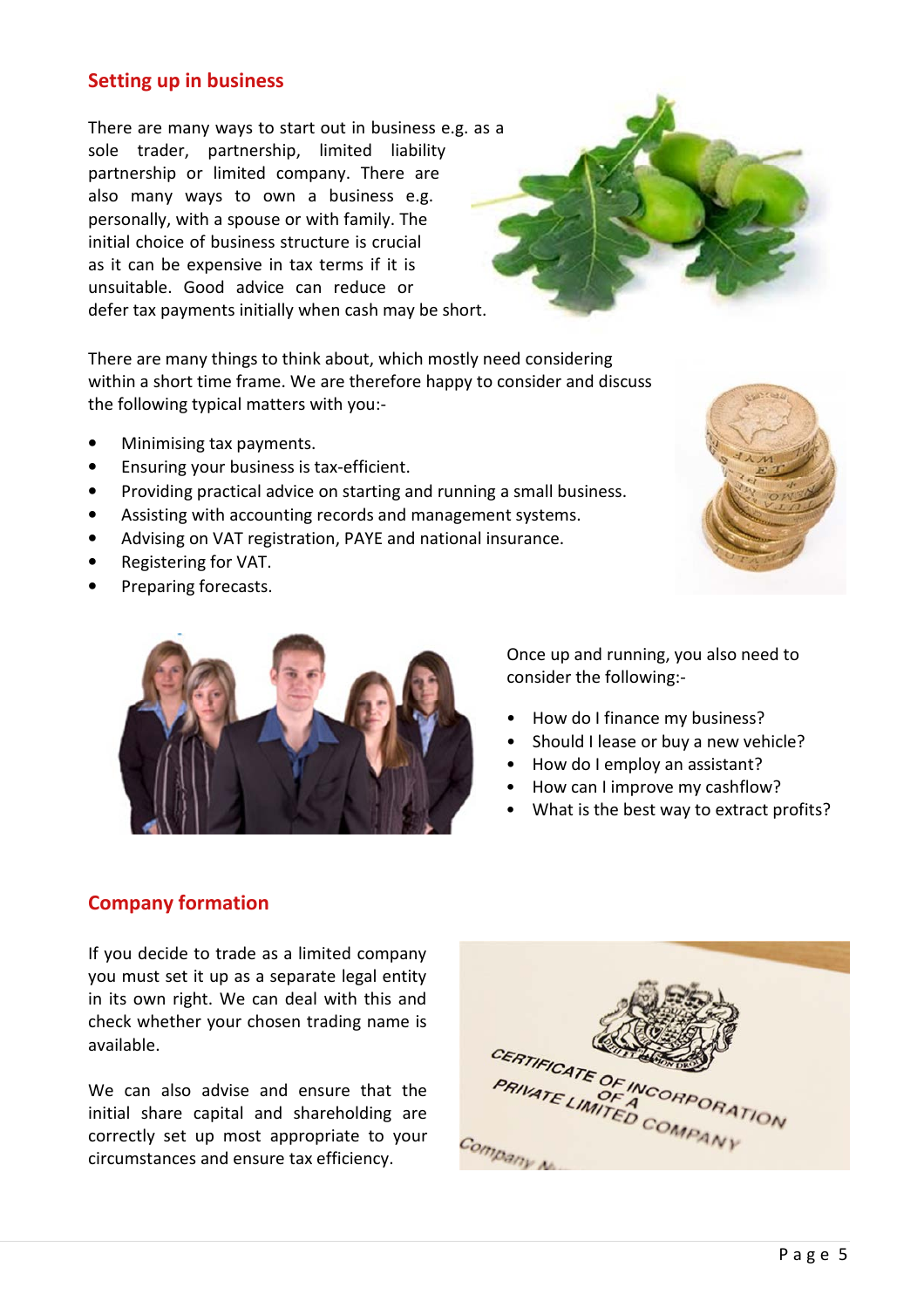## Setting up in business

There are many ways to start out in business e.g. as a sole trader, partnership, limited liability partnership or limited company. There are also many ways to own a business e.g. personally, with a spouse or with family. The initial choice of business structure is crucial as it can be expensive in tax terms if it is unsuitable. Good advice can reduce or defer tax payments initially when cash may be short.

There are many things to think about, which mostly need considering within a short time frame. We are therefore happy to consider and discuss the following typical matters with you:-

- Minimising tax payments.
- Ensuring your business is tax-efficient.
- Providing practical advice on starting and running a small business.
- Assisting with accounting records and management systems.
- Advising on VAT registration, PAYE and national insurance.
- Registering for VAT.
- Preparing forecasts.

Once up and running, you also need to consider the following:-

- How do I finance my business?
- Should I lease or buy a new vehicle?
- How do I employ an assistant?
- How can I improve my cashflow?
- What is the best way to extract profits?

## Company formation

If you decide to trade as a limited company you must set it up as a separate legal entity in its own right. We can deal with this and check whether your chosen trading name is available.

We can also advise and ensure that the initial share capital and shareholding are correctly set up most appropriate to your circumstances and ensure tax efficiency.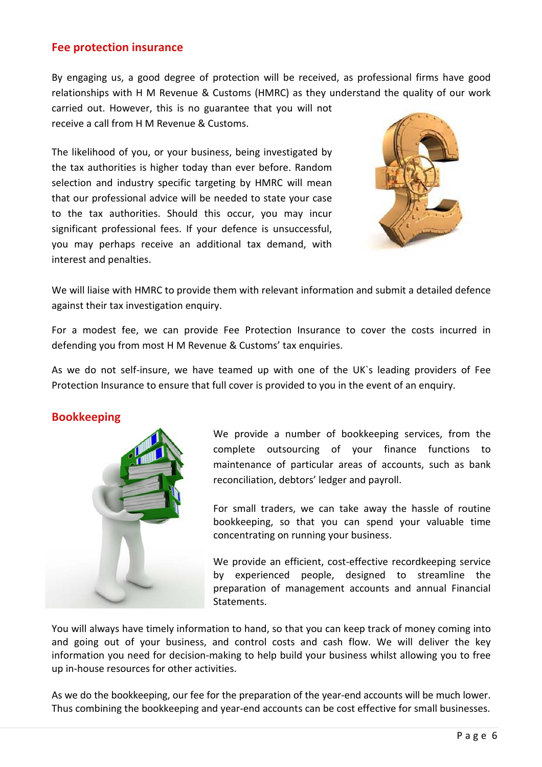## Fee protection insurance

By engaging us, a good degree of protection will be received, as professional firms have good relationships with H M Revenue & Customs (HMRC) as they understand the quality of our work carried out. However, this is no guarantee that you will not receive a call from H M Revenue & Customs.

The likelihood of you, or your business, being investigated by the tax authorities is higher today than ever before. Random selection and industry specific targeting by HMRC will mean that our professional advice will be needed to state your case to the tax authorities. Should this occur, you may incur significant professional fees. If your defence is unsuccessful, you may perhaps receive an additional tax demand, with interest and penalties.

We will liaise with HMRC to provide them with relevant information and submit a detailed defence against their tax investigation enquiry.

For a modest fee, we can provide Fee Protection Insurance to cover the costs incurred in defending you from most H M Revenue & Customs' tax enquiries.

As we do not self-insure, we have teamed up with one of the UK`s leading providers of Fee Protection Insurance to ensure that full cover is provided to you in the event of an enquiry.

## Bookkeeping

We provide a number of bookkeeping services, from the complete outsourcing of your finance functions to maintenance of particular areas of accounts, such as bank reconciliation, debtors' ledger and payroll.

For small traders, we can take away the hassle of routine bookkeeping, so that you can spend your valuable time concentrating on running your business.

We provide an efficient, cost-effective recordkeeping service by experienced people, designed to streamline the preparation of management accounts and annual Financial Statements.

You will always have timely information to hand, so that you can keep track of money coming into and going out of your business, and control costs and cash flow. We will deliver the key information you need for decision-making to help build your business whilst allowing you to free up in-house resources for other activities.

As we do the bookkeeping, our fee for the preparation of the year-end accounts will be much lower. Thus combining the bookkeeping and year-end accounts can be cost effective for small businesses.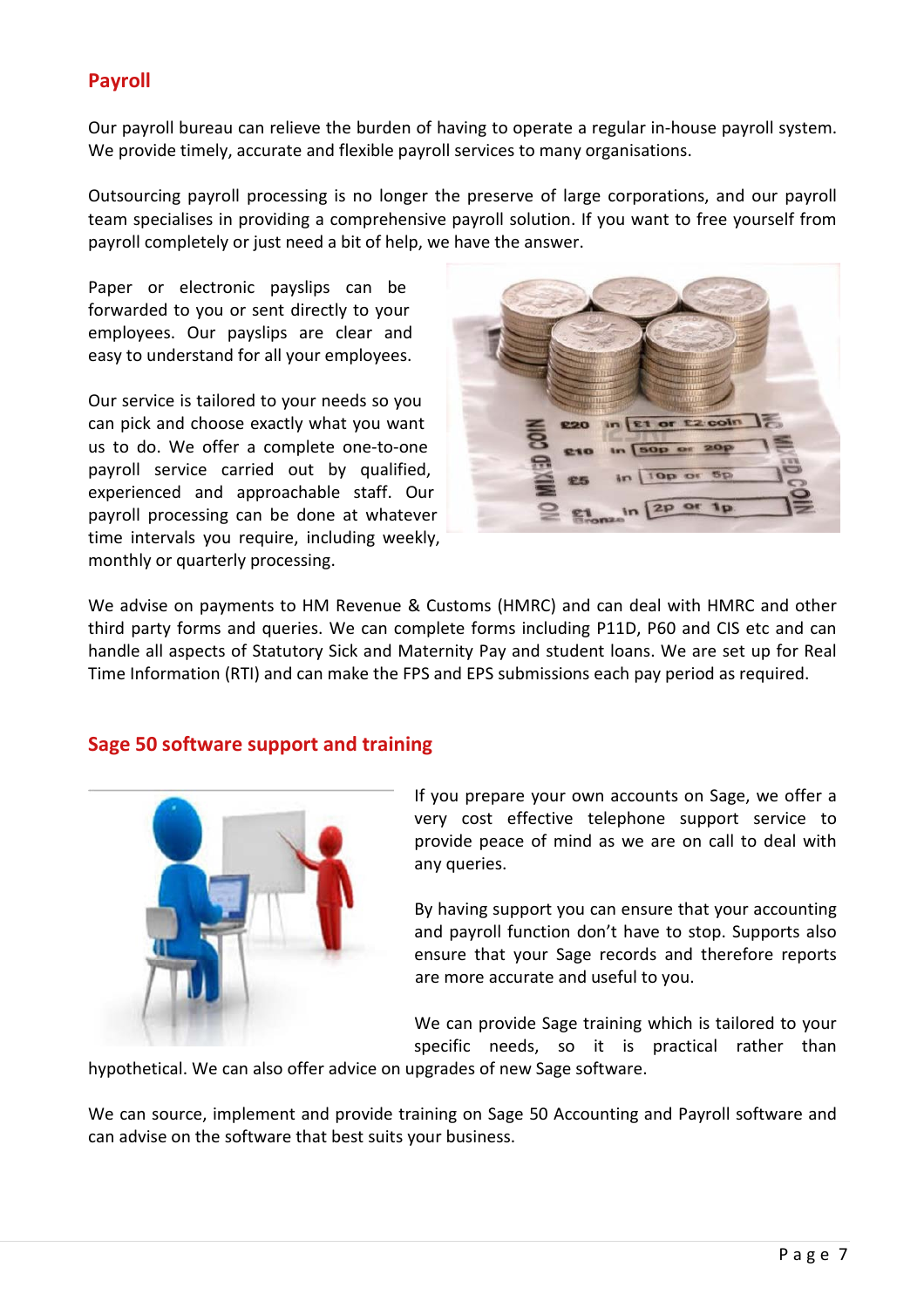## Payroll

Our payroll bureau can relieve the burden of having to operate a regular in-house payroll system. We provide timely, accurate and flexible payroll services to many organisations.

Outsourcing payroll processing is no longer the preserve of large corporations, and our payroll team specialises in providing a comprehensive payroll solution. If you want to free yourself from payroll completely or just need a bit of help, we have the answer.

Paper or electronic payslips can be forwarded to you or sent directly to your employees. Our payslips are clear and easy to understand for all your employees.

Our service is tailored to your needs so you can pick and choose exactly what you want us to do. We offer a complete one-to-one payroll service carried out by qualified, experienced and approachable staff. Our payroll processing can be done at whatever time intervals you require, including weekly, monthly or quarterly processing.

We advise on payments to HM Revenue & Customs (HMRC) and can deal with HMRC and other third party forms and queries. We can complete forms including P11D, P60 and CIS etc and can handle all aspects of Statutory Sick and Maternity Pay and student loans. We are set up for Real Time Information (RTI) and can make the FPS and EPS submissions each pay period as required.

## Sage 50 software support and training

If you prepare your own accounts on Sage, we offer a very cost effective telephone support service to provide peace of mind as we are on call to deal with any queries.

By having support you can ensure that your accounting and payroll function don't have to stop. Supports also ensure that your Sage records and therefore reports are more accurate and useful to you.

We can provide Sage training which is tailored to your specific needs, so it is practical rather than hypothetical. We can also offer advice on upgrades of new Sage software.

We can source, implement and provide training on Sage 50 Accounting and Payroll software and can advise on the software that best suits your business.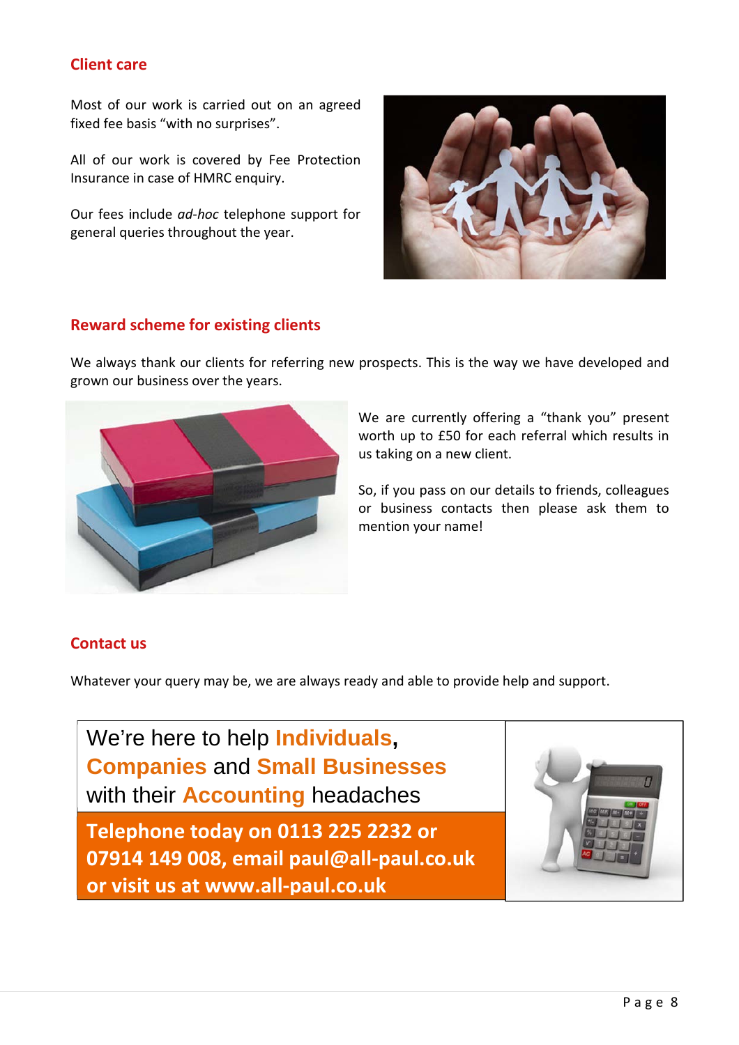## Client care

Most of our work is carried out on an agreed fixed fee basis "with no surprises".

All of our work is covered by Fee Protection Insurance in case of HMRC enquiry.

Our fees include *ad-hoc* telephone support for general queries throughout the year.

## Reward scheme for existing clients

We always thank our clients for referring new prospects. This is the way we have developed and grown our business over the years.

We are currently offering a "thank you" present worth up to £50 for each referral which results in us taking on a new client.

So, if you pass on our details to friends, colleagues or business contacts then please ask them to mention your name!

## Contact us

Whatever your query may be, we are always ready and able to provide help and support.

We're here to help **Individuals**, **Companies** and **Small Businesses** with their **Accounting** headaches

**Telephone today on 0113 225 2232 or 07914 149 008, email paul@all-paul.co.uk or visit us at www.all-paul.co.uk**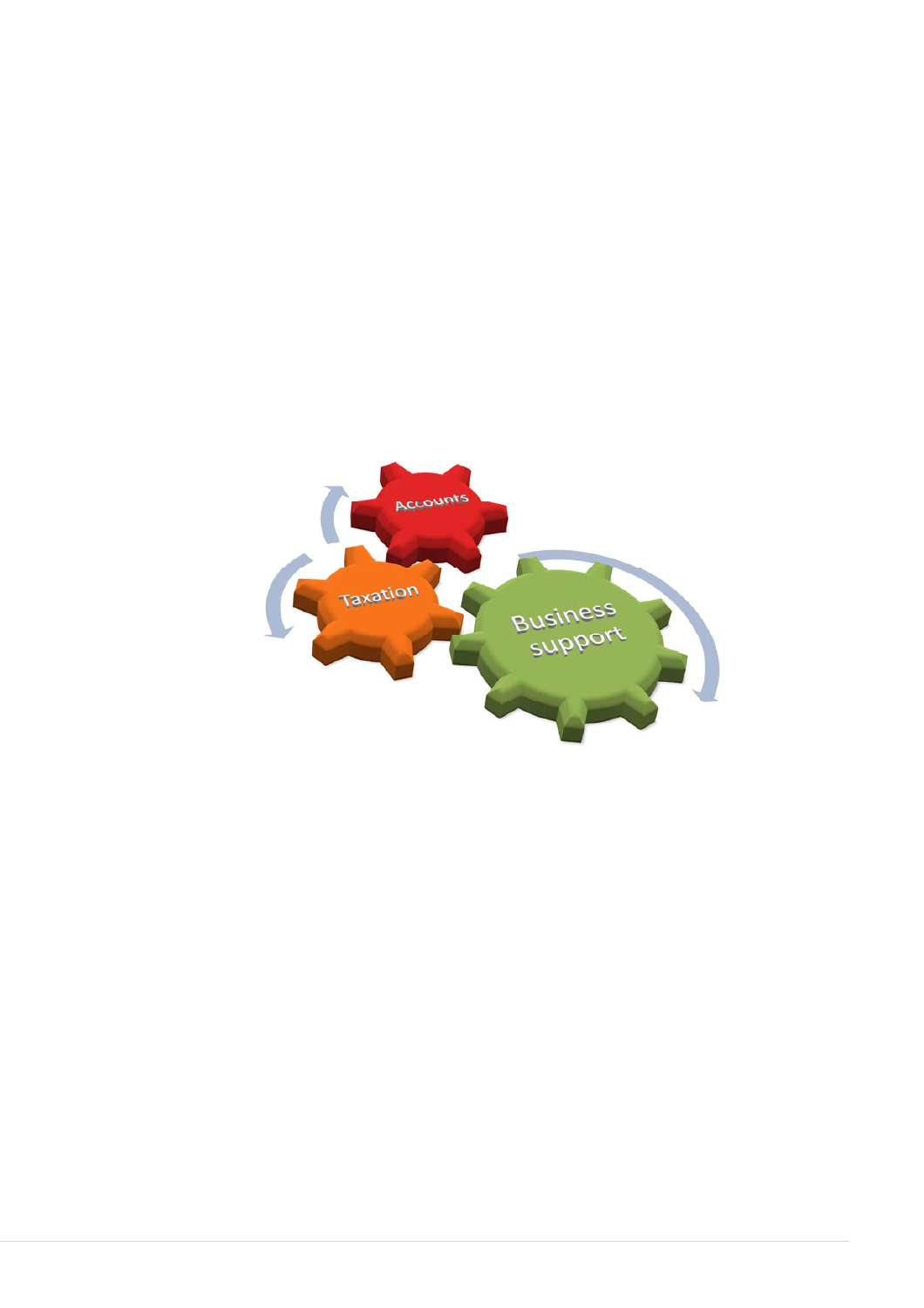Accounts

Taxation

Business support